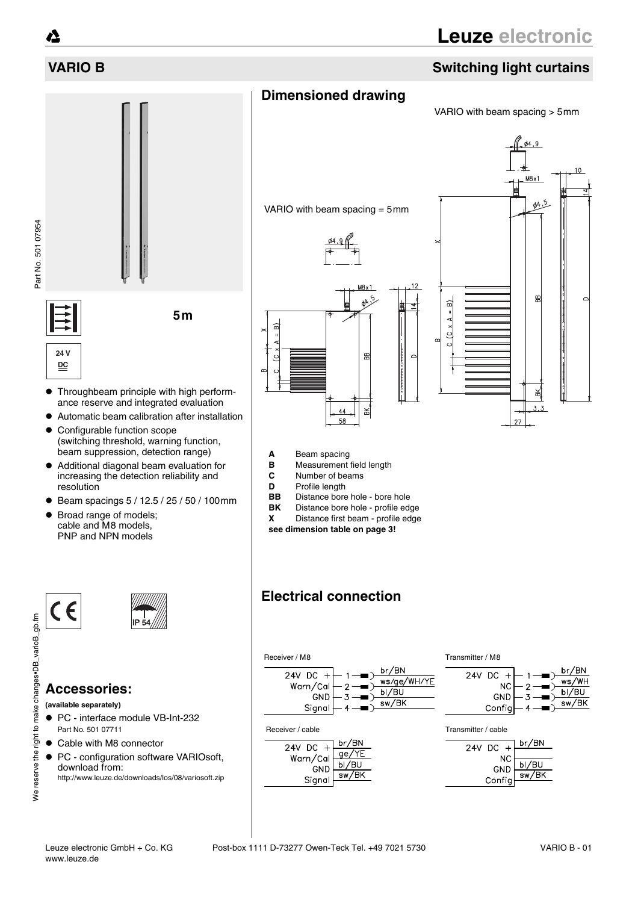# VARIO B

## Switching light curtains

5 m

24 V DC

- Throughbeam principle with high performance reserve and integrated evaluation
- Automatic beam calibration after installation
- Configurable function scope (switching threshold, warning function, beam suppression, detection range)
- Additional diagonal beam evaluation for increasing the detection reliability and resolution
- Beam spacings 5 / 12.5 / 25 / 50 / 100 mm
- Broad range of models; cable and M8 models, PNP and NPN models

IP 54

## Accessories:

**(available separately)**

- PC - interface module VB-Int-232
  Part No. 501 07711
- Cable with M8 connector
- PC - configuration software VARIOsoft, download from:
  http://www.leuze.de/downloads/los/08/variosoft.zip

## Dimensioned drawing

VARIO with beam spacing > 5 mm

VARIO with beam spacing = 5 mm

- **A** Beam spacing
- **B** Measurement field length
- **C** Number of beams
- **D** Profile length
- **BB** Distance bore hole - bore hole
- **BK** Distance bore hole - profile edge
- **X** Distance first beam - profile edge

**see dimension table on page 3!**

## Electrical connection

Receiver / M8

| Pin | Function | Wire |
|---|---|---|
| 1 | 24V DC + | br/BN |
| 2 | Warn/Cal | ws/ge/WH/YE |
| 3 | GND | bl/BU |
| 4 | Signal | sw/BK |

Transmitter / M8

| Pin | Function | Wire |
|---|---|---|
| 1 | 24V DC + | br/BN |
| 2 | NC | ws/WH |
| 3 | GND | bl/BU |
| 4 | Config | sw/BK |

Receiver / cable

| Function | Wire |
|---|---|
| 24V DC + | br/BN |
| Warn/Cal | ge/YE |
| GND | bl/BU |
| Signal | sw/BK |

Transmitter / cable

| Function | Wire |
|---|---|
| 24V DC + | br/BN |
| NC | |
| GND | bl/BU |
| Config | sw/BK |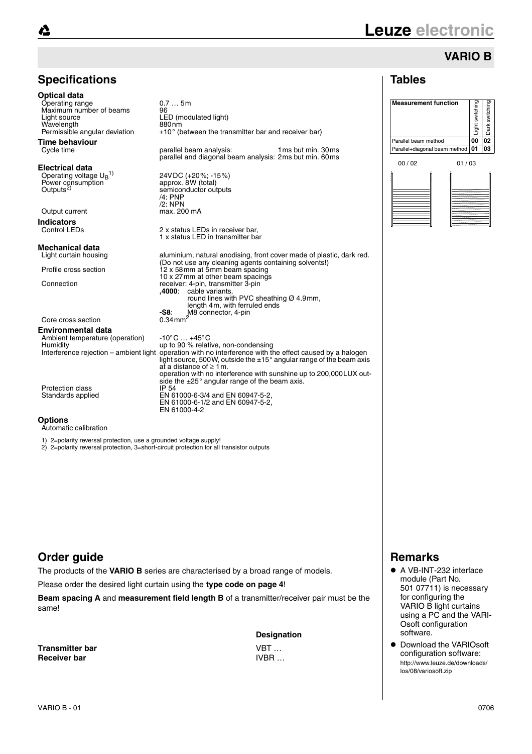## VARIO B

## Specifications

**Optical data**

| | |
|---|---|
| Operating range | 0.7 … 5m |
| Maximum number of beams | 96 |
| Light source | LED (modulated light) |
| Wavelength | 880nm |
| Permissible angular deviation | ±10° (between the transmitter bar and receiver bar) |

**Time behaviour**

| | |
|---|---|
| Cycle time | parallel beam analysis: 1ms but min. 30ms<br>parallel and diagonal beam analysis: 2ms but min. 60ms |

**Electrical data**

| | |
|---|---|
| Operating voltage $U_B$ [1] | 24VDC (+20%; -15%) |
| Power consumption | approx. 8W (total) |
| Outputs[2] | semiconductor outputs<br>/4: PNP<br>/2: NPN |
| Output current | max. 200 mA |

**Indicators**

| | |
|---|---|
| Control LEDs | 2 x status LEDs in receiver bar,<br>1 x status LED in transmitter bar |

**Mechanical data**

| | |
|---|---|
| Light curtain housing | aluminium, natural anodising, front cover made of plastic, dark red. (Do not use any cleaning agents containing solvents!) |
| Profile cross section | 12 x 58mm at 5mm beam spacing<br>10 x 27mm at other beam spacings |
| Connection | receiver: 4-pin, transmitter 3-pin<br>**,4000**: cable variants, round lines with PVC sheathing Ø 4.9mm, length 4m, with ferruled ends<br>**-S8**: M8 connector, 4-pin |
| Core cross section | $0.34\,mm^2$ |

**Environmental data**

| | |
|---|---|
| Ambient temperature (operation) | -10°C … +45°C |
| Humidity | up to 90 % relative, non-condensing |
| Interference rejection – ambient light | operation with no interference with the effect caused by a halogen light source, 500W, outside the ±15° angular range of the beam axis at a distance of ≥ 1m.<br>operation with no interference with sunshine up to 200,000LUX outside the ±25° angular range of the beam axis. |
| Protection class | IP 54 |
| Standards applied | EN 61000-6-3/4 and EN 60947-5-2,<br>EN 61000-6-1/2 and EN 60947-5-2,<br>EN 61000-4-2 |

**Options**

Automatic calibration

1) 2=polarity reversal protection, use a grounded voltage supply!
2) 2=polarity reversal protection, 3=short-circuit protection for all transistor outputs

## Tables

| Measurement function | Light switching | Dark switching |
|---|---|---|
| Parallel beam method | **00** | **02** |
| Parallel+diagonal beam method | **01** | **03** |

00 / 02 01 / 03

## Order guide

The products of the **VARIO B** series are characterised by a broad range of models.

Please order the desired light curtain using the **type code on page 4**!

**Beam spacing A** and **measurement field length B** of a transmitter/receiver pair must be the same!

| | Designation |
|---|---|
| **Transmitter bar** | VBT … |
| **Receiver bar** | IVBR … |

## Remarks

- A VB-INT-232 interface module (Part No. 501 07711) is necessary for configuring the VARIO B light curtains using a PC and the VARIOsoft configuration software.
- Download the VARIOsoft configuration software: http://www.leuze.de/downloads/los/08/variosoft.zip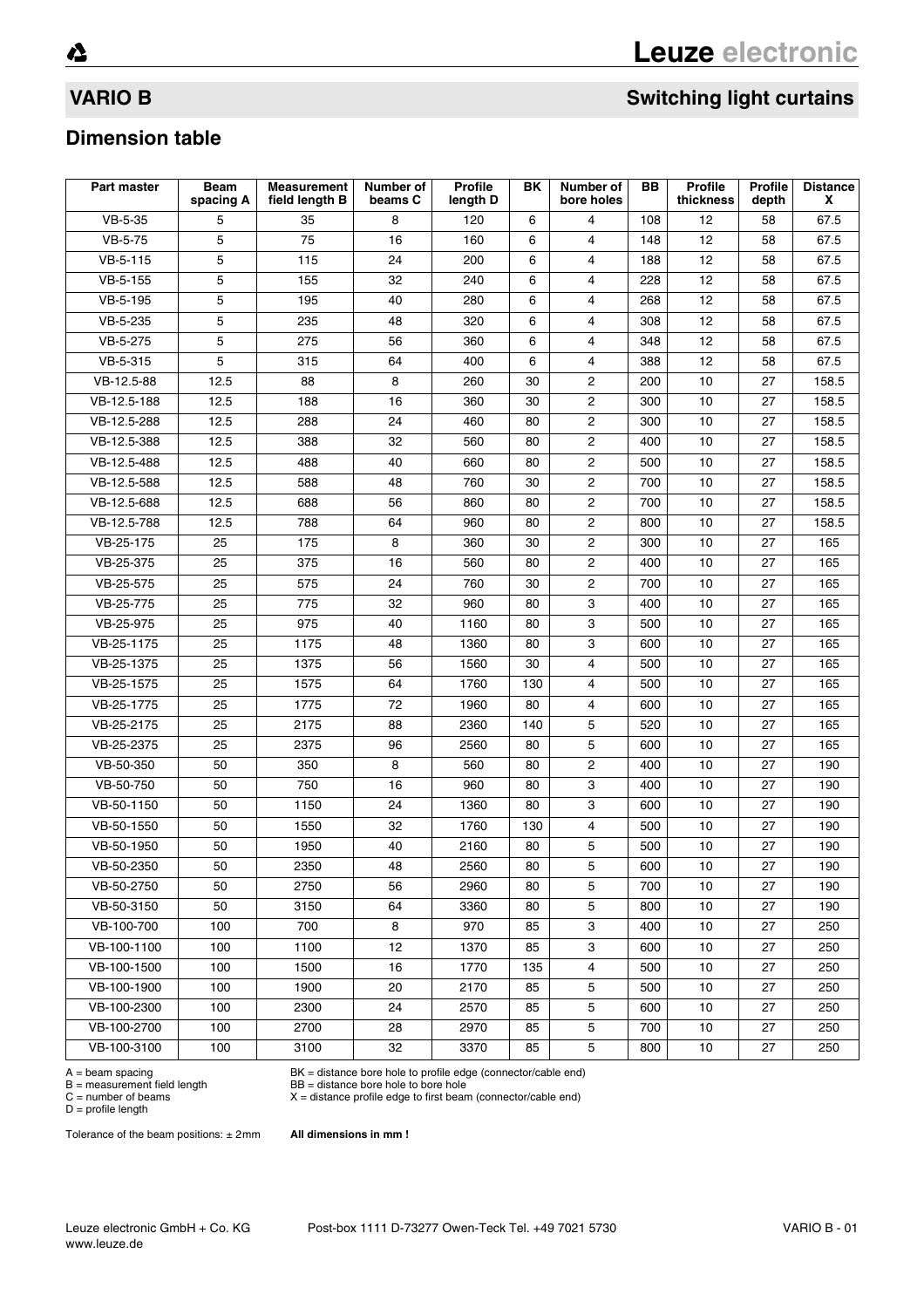## VARIO B

## Switching light curtains

### Dimension table

| Part master | Beam spacing A | Measurement field length B | Number of beams C | Profile length D | BK | Number of bore holes | BB | Profile thickness | Profile depth | Distance X |
|---|---|---|---|---|---|---|---|---|---|---|
| VB-5-35 | 5 | 35 | 8 | 120 | 6 | 4 | 108 | 12 | 58 | 67.5 |
| VB-5-75 | 5 | 75 | 16 | 160 | 6 | 4 | 148 | 12 | 58 | 67.5 |
| VB-5-115 | 5 | 115 | 24 | 200 | 6 | 4 | 188 | 12 | 58 | 67.5 |
| VB-5-155 | 5 | 155 | 32 | 240 | 6 | 4 | 228 | 12 | 58 | 67.5 |
| VB-5-195 | 5 | 195 | 40 | 280 | 6 | 4 | 268 | 12 | 58 | 67.5 |
| VB-5-235 | 5 | 235 | 48 | 320 | 6 | 4 | 308 | 12 | 58 | 67.5 |
| VB-5-275 | 5 | 275 | 56 | 360 | 6 | 4 | 348 | 12 | 58 | 67.5 |
| VB-5-315 | 5 | 315 | 64 | 400 | 6 | 4 | 388 | 12 | 58 | 67.5 |
| VB-12.5-88 | 12.5 | 88 | 8 | 260 | 30 | 2 | 200 | 10 | 27 | 158.5 |
| VB-12.5-188 | 12.5 | 188 | 16 | 360 | 30 | 2 | 300 | 10 | 27 | 158.5 |
| VB-12.5-288 | 12.5 | 288 | 24 | 460 | 80 | 2 | 300 | 10 | 27 | 158.5 |
| VB-12.5-388 | 12.5 | 388 | 32 | 560 | 80 | 2 | 400 | 10 | 27 | 158.5 |
| VB-12.5-488 | 12.5 | 488 | 40 | 660 | 80 | 2 | 500 | 10 | 27 | 158.5 |
| VB-12.5-588 | 12.5 | 588 | 48 | 760 | 30 | 2 | 700 | 10 | 27 | 158.5 |
| VB-12.5-688 | 12.5 | 688 | 56 | 860 | 80 | 2 | 700 | 10 | 27 | 158.5 |
| VB-12.5-788 | 12.5 | 788 | 64 | 960 | 80 | 2 | 800 | 10 | 27 | 158.5 |
| VB-25-175 | 25 | 175 | 8 | 360 | 30 | 2 | 300 | 10 | 27 | 165 |
| VB-25-375 | 25 | 375 | 16 | 560 | 80 | 2 | 400 | 10 | 27 | 165 |
| VB-25-575 | 25 | 575 | 24 | 760 | 30 | 2 | 700 | 10 | 27 | 165 |
| VB-25-775 | 25 | 775 | 32 | 960 | 80 | 3 | 400 | 10 | 27 | 165 |
| VB-25-975 | 25 | 975 | 40 | 1160 | 80 | 3 | 500 | 10 | 27 | 165 |
| VB-25-1175 | 25 | 1175 | 48 | 1360 | 80 | 3 | 600 | 10 | 27 | 165 |
| VB-25-1375 | 25 | 1375 | 56 | 1560 | 30 | 4 | 500 | 10 | 27 | 165 |
| VB-25-1575 | 25 | 1575 | 64 | 1760 | 130 | 4 | 500 | 10 | 27 | 165 |
| VB-25-1775 | 25 | 1775 | 72 | 1960 | 80 | 4 | 600 | 10 | 27 | 165 |
| VB-25-2175 | 25 | 2175 | 88 | 2360 | 140 | 5 | 520 | 10 | 27 | 165 |
| VB-25-2375 | 25 | 2375 | 96 | 2560 | 80 | 5 | 600 | 10 | 27 | 165 |
| VB-50-350 | 50 | 350 | 8 | 560 | 80 | 2 | 400 | 10 | 27 | 190 |
| VB-50-750 | 50 | 750 | 16 | 960 | 80 | 3 | 400 | 10 | 27 | 190 |
| VB-50-1150 | 50 | 1150 | 24 | 1360 | 80 | 3 | 600 | 10 | 27 | 190 |
| VB-50-1550 | 50 | 1550 | 32 | 1760 | 130 | 4 | 500 | 10 | 27 | 190 |
| VB-50-1950 | 50 | 1950 | 40 | 2160 | 80 | 5 | 500 | 10 | 27 | 190 |
| VB-50-2350 | 50 | 2350 | 48 | 2560 | 80 | 5 | 600 | 10 | 27 | 190 |
| VB-50-2750 | 50 | 2750 | 56 | 2960 | 80 | 5 | 700 | 10 | 27 | 190 |
| VB-50-3150 | 50 | 3150 | 64 | 3360 | 80 | 5 | 800 | 10 | 27 | 190 |
| VB-100-700 | 100 | 700 | 8 | 970 | 85 | 3 | 400 | 10 | 27 | 250 |
| VB-100-1100 | 100 | 1100 | 12 | 1370 | 85 | 3 | 600 | 10 | 27 | 250 |
| VB-100-1500 | 100 | 1500 | 16 | 1770 | 135 | 4 | 500 | 10 | 27 | 250 |
| VB-100-1900 | 100 | 1900 | 20 | 2170 | 85 | 5 | 500 | 10 | 27 | 250 |
| VB-100-2300 | 100 | 2300 | 24 | 2570 | 85 | 5 | 600 | 10 | 27 | 250 |
| VB-100-2700 | 100 | 2700 | 28 | 2970 | 85 | 5 | 700 | 10 | 27 | 250 |
| VB-100-3100 | 100 | 3100 | 32 | 3370 | 85 | 5 | 800 | 10 | 27 | 250 |

A = beam spacing
B = measurement field length
C = number of beams
D = profile length

BK = distance bore hole to profile edge (connector/cable end)
BB = distance bore hole to bore hole
X = distance profile edge to first beam (connector/cable end)

Tolerance of the beam positions: ± 2mm

**All dimensions in mm !**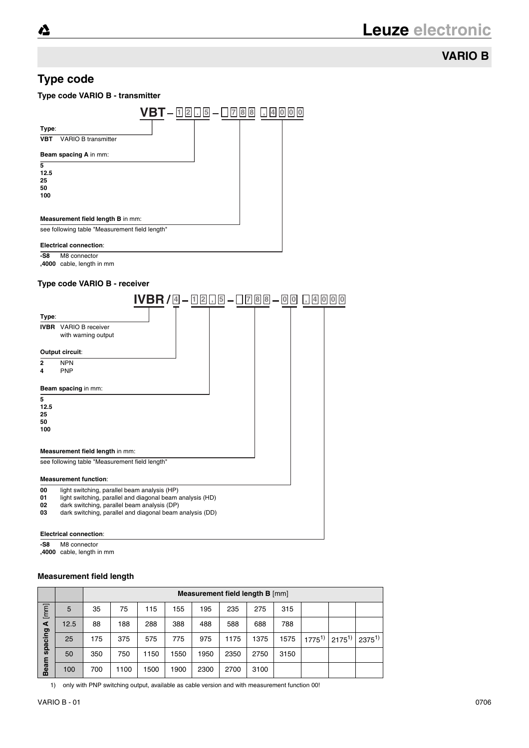## VARIO B

# Type code

### Type code VARIO B - transmitter

**VBT – 1 2 . 5 – 7 8 8 , 4 0 0 0**

**Type**:

**VBT** VARIO B transmitter

**Beam spacing A** in mm:

**5**
**12.5**
**25**
**50**
**100**

**Measurement field length B** in mm:

see following table "Measurement field length"

**Electrical connection**:

**-S8** M8 connector
**,4000** cable, length in mm

### Type code VARIO B - receiver

**IVBR / 4 – 1 2 , 5 – 7 8 8 – 0 0 , 4 0 0 0**

**Type**:

**IVBR** VARIO B receiver with warning output

**Output circuit**:

**2** NPN
**4** PNP

**Beam spacing** in mm:

**5**
**12.5**
**25**
**50**
**100**

**Measurement field length** in mm:

see following table "Measurement field length"

**Measurement function**:

**00** light switching, parallel beam analysis (HP)
**01** light switching, parallel and diagonal beam analysis (HD)
**02** dark switching, parallel beam analysis (DP)
**03** dark switching, parallel and diagonal beam analysis (DD)

**Electrical connection**:

**-S8** M8 connector
**,4000** cable, length in mm

### Measurement field length

| | | **Measurement field length B** [mm] | | | | | | | | | | |
|---|---|---|---|---|---|---|---|---|---|---|---|---|
| **Beam spacing A** [mm] | 5 | 35 | 75 | 115 | 155 | 195 | 235 | 275 | 315 | | | |
| | 12.5 | 88 | 188 | 288 | 388 | 488 | 588 | 688 | 788 | | | |
| | 25 | 175 | 375 | 575 | 775 | 975 | 1175 | 1375 | 1575 | 1775[1)] | 2175[1)] | 2375[1)] |
| | 50 | 350 | 750 | 1150 | 1550 | 1950 | 2350 | 2750 | 3150 | | | |
| | 100 | 700 | 1100 | 1500 | 1900 | 2300 | 2700 | 3100 | | | | |

1) only with PNP switching output, available as cable version and with measurement function 00!